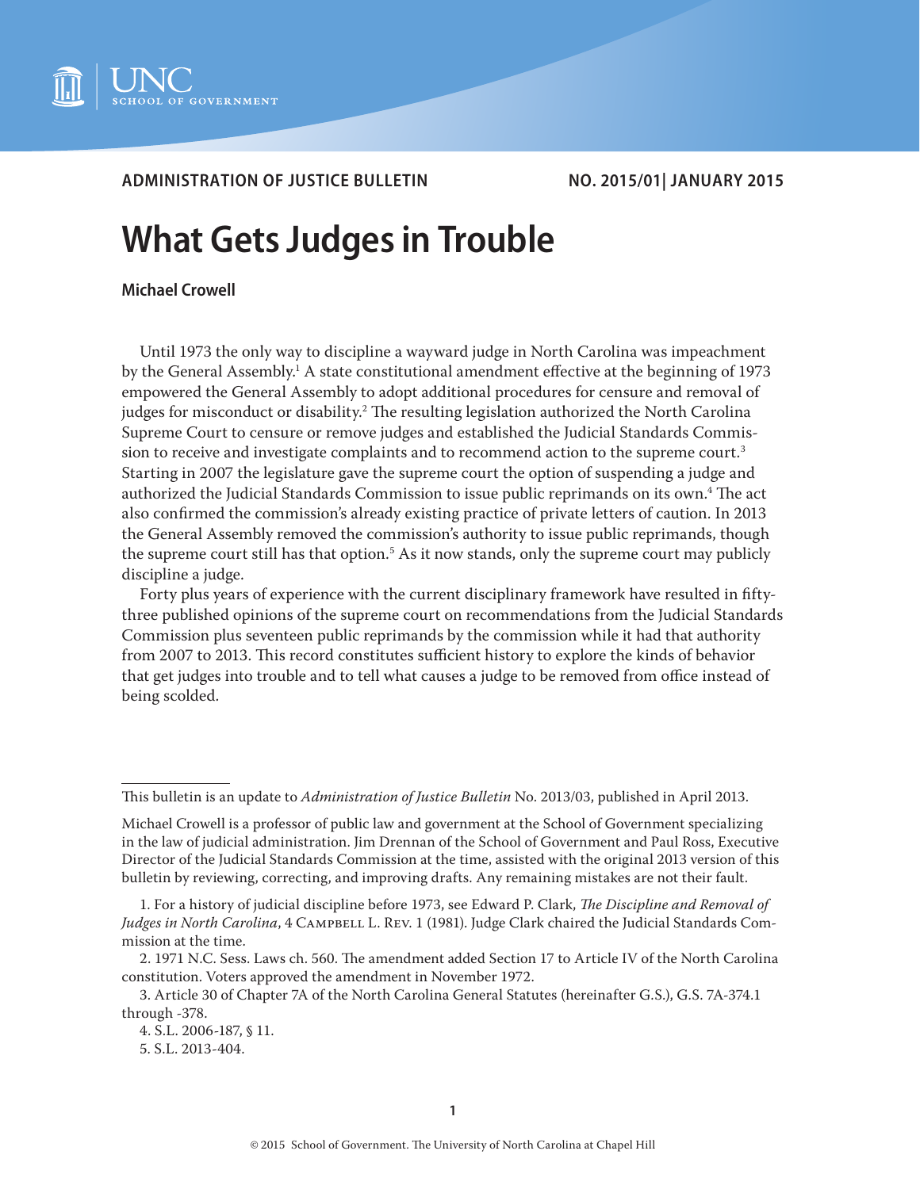ADMINISTRATION OF JUSTICE BULLETIN NO. 2015/01| JANUARY 2015

# What Gets Judges in Trouble

**Michael Crowell**

Until 1973 the only way to discipline a wayward judge in North Carolina was impeachment by the General Assembly.[1] A state constitutional amendment effective at the beginning of 1973 empowered the General Assembly to adopt additional procedures for censure and removal of judges for misconduct or disability.[2] The resulting legislation authorized the North Carolina Supreme Court to censure or remove judges and established the Judicial Standards Commission to receive and investigate complaints and to recommend action to the supreme court.[3] Starting in 2007 the legislature gave the supreme court the option of suspending a judge and authorized the Judicial Standards Commission to issue public reprimands on its own.[4] The act also confirmed the commission's already existing practice of private letters of caution. In 2013 the General Assembly removed the commission's authority to issue public reprimands, though the supreme court still has that option.[5] As it now stands, only the supreme court may publicly discipline a judge.

Forty plus years of experience with the current disciplinary framework have resulted in fifty-three published opinions of the supreme court on recommendations from the Judicial Standards Commission plus seventeen public reprimands by the commission while it had that authority from 2007 to 2013. This record constitutes sufficient history to explore the kinds of behavior that get judges into trouble and to tell what causes a judge to be removed from office instead of being scolded.

---

This bulletin is an update to *Administration of Justice Bulletin* No. 2013/03, published in April 2013.

Michael Crowell is a professor of public law and government at the School of Government specializing in the law of judicial administration. Jim Drennan of the School of Government and Paul Ross, Executive Director of the Judicial Standards Commission at the time, assisted with the original 2013 version of this bulletin by reviewing, correcting, and improving drafts. Any remaining mistakes are not their fault.

1. For a history of judicial discipline before 1973, see Edward P. Clark, *The Discipline and Removal of Judges in North Carolina*, 4 Campbell L. Rev. 1 (1981). Judge Clark chaired the Judicial Standards Commission at the time.

2. 1971 N.C. Sess. Laws ch. 560. The amendment added Section 17 to Article IV of the North Carolina constitution. Voters approved the amendment in November 1972.

3. Article 30 of Chapter 7A of the North Carolina General Statutes (hereinafter G.S.), G.S. 7A-374.1 through -378.

4. S.L. 2006-187, § 11.

5. S.L. 2013-404.

© 2015 School of Government. The University of North Carolina at Chapel Hill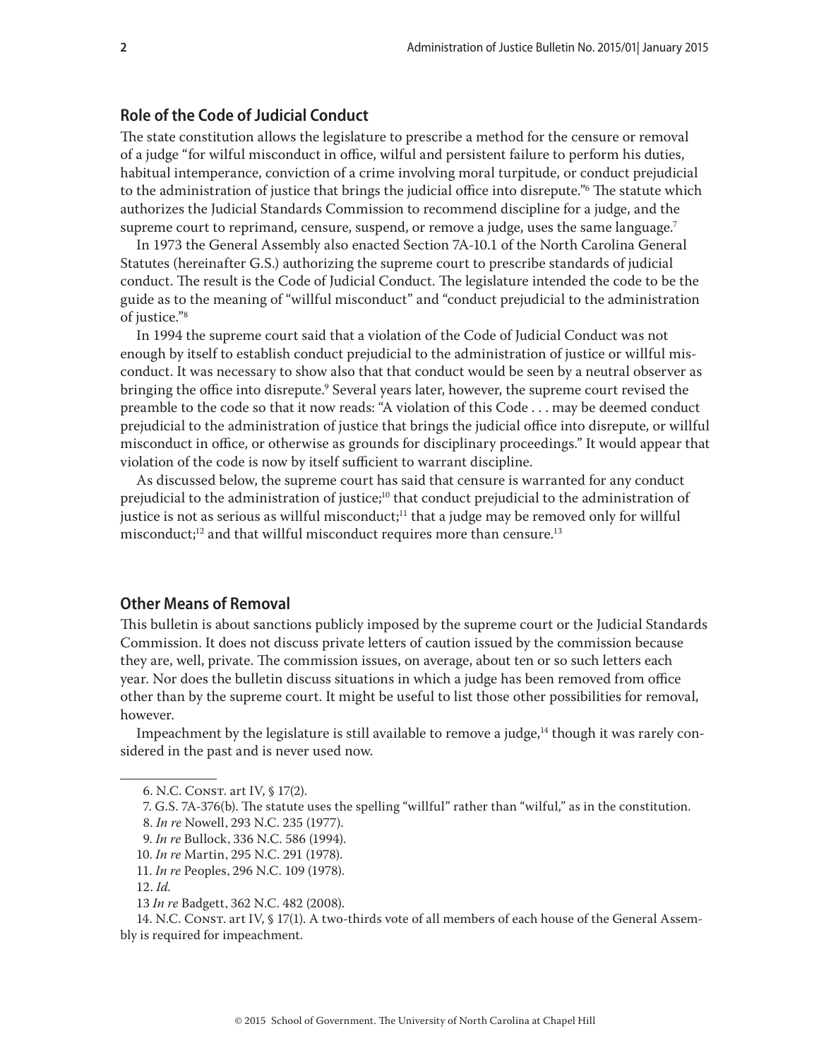## Role of the Code of Judicial Conduct

The state constitution allows the legislature to prescribe a method for the censure or removal of a judge "for wilful misconduct in office, wilful and persistent failure to perform his duties, habitual intemperance, conviction of a crime involving moral turpitude, or conduct prejudicial to the administration of justice that brings the judicial office into disrepute."[6] The statute which authorizes the Judicial Standards Commission to recommend discipline for a judge, and the supreme court to reprimand, censure, suspend, or remove a judge, uses the same language.[7]

In 1973 the General Assembly also enacted Section 7A-10.1 of the North Carolina General Statutes (hereinafter G.S.) authorizing the supreme court to prescribe standards of judicial conduct. The result is the Code of Judicial Conduct. The legislature intended the code to be the guide as to the meaning of "willful misconduct" and "conduct prejudicial to the administration of justice."[8]

In 1994 the supreme court said that a violation of the Code of Judicial Conduct was not enough by itself to establish conduct prejudicial to the administration of justice or willful misconduct. It was necessary to show also that that conduct would be seen by a neutral observer as bringing the office into disrepute.[9] Several years later, however, the supreme court revised the preamble to the code so that it now reads: "A violation of this Code . . . may be deemed conduct prejudicial to the administration of justice that brings the judicial office into disrepute, or willful misconduct in office, or otherwise as grounds for disciplinary proceedings." It would appear that violation of the code is now by itself sufficient to warrant discipline.

As discussed below, the supreme court has said that censure is warranted for any conduct prejudicial to the administration of justice;[10] that conduct prejudicial to the administration of justice is not as serious as willful misconduct;[11] that a judge may be removed only for willful misconduct;[12] and that willful misconduct requires more than censure.[13]

## Other Means of Removal

This bulletin is about sanctions publicly imposed by the supreme court or the Judicial Standards Commission. It does not discuss private letters of caution issued by the commission because they are, well, private. The commission issues, on average, about ten or so such letters each year. Nor does the bulletin discuss situations in which a judge has been removed from office other than by the supreme court. It might be useful to list those other possibilities for removal, however.

Impeachment by the legislature is still available to remove a judge,[14] though it was rarely considered in the past and is never used now.

---

6. N.C. Const. art IV, § 17(2).

7. G.S. 7A-376(b). The statute uses the spelling "willful" rather than "wilful," as in the constitution.

8. *In re* Nowell, 293 N.C. 235 (1977).

9. *In re* Bullock, 336 N.C. 586 (1994).

10. *In re* Martin, 295 N.C. 291 (1978).

11. *In re* Peoples, 296 N.C. 109 (1978).

12. *Id.*

13 *In re* Badgett, 362 N.C. 482 (2008).

14. N.C. Const. art IV, § 17(1). A two-thirds vote of all members of each house of the General Assembly is required for impeachment.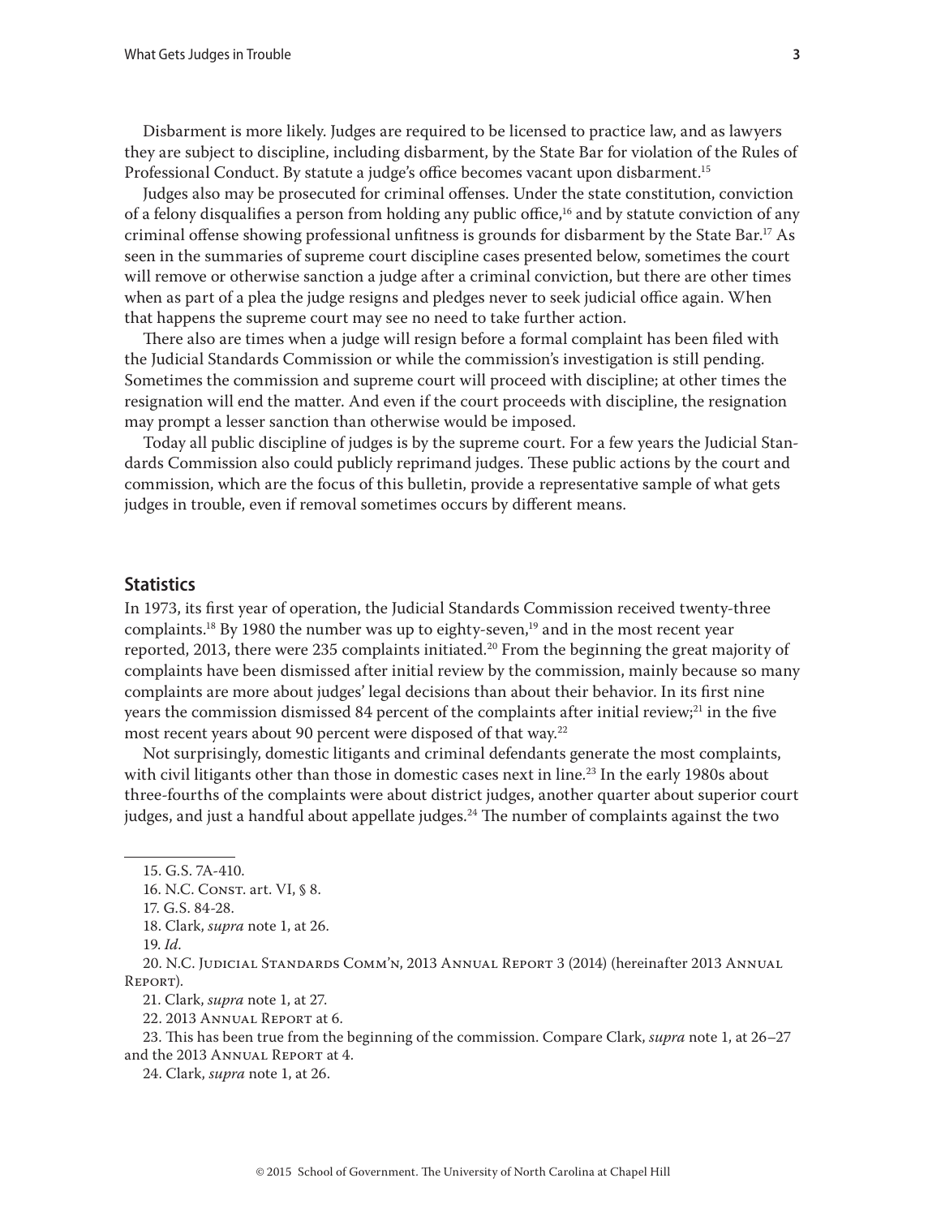Disbarment is more likely. Judges are required to be licensed to practice law, and as lawyers they are subject to discipline, including disbarment, by the State Bar for violation of the Rules of Professional Conduct. By statute a judge's office becomes vacant upon disbarment.[15]

Judges also may be prosecuted for criminal offenses. Under the state constitution, conviction of a felony disqualifies a person from holding any public office,[16] and by statute conviction of any criminal offense showing professional unfitness is grounds for disbarment by the State Bar.[17] As seen in the summaries of supreme court discipline cases presented below, sometimes the court will remove or otherwise sanction a judge after a criminal conviction, but there are other times when as part of a plea the judge resigns and pledges never to seek judicial office again. When that happens the supreme court may see no need to take further action.

There also are times when a judge will resign before a formal complaint has been filed with the Judicial Standards Commission or while the commission's investigation is still pending. Sometimes the commission and supreme court will proceed with discipline; at other times the resignation will end the matter. And even if the court proceeds with discipline, the resignation may prompt a lesser sanction than otherwise would be imposed.

Today all public discipline of judges is by the supreme court. For a few years the Judicial Standards Commission also could publicly reprimand judges. These public actions by the court and commission, which are the focus of this bulletin, provide a representative sample of what gets judges in trouble, even if removal sometimes occurs by different means.

## Statistics

In 1973, its first year of operation, the Judicial Standards Commission received twenty-three complaints.[18] By 1980 the number was up to eighty-seven,[19] and in the most recent year reported, 2013, there were 235 complaints initiated.[20] From the beginning the great majority of complaints have been dismissed after initial review by the commission, mainly because so many complaints are more about judges' legal decisions than about their behavior. In its first nine years the commission dismissed 84 percent of the complaints after initial review;[21] in the five most recent years about 90 percent were disposed of that way.[22]

Not surprisingly, domestic litigants and criminal defendants generate the most complaints, with civil litigants other than those in domestic cases next in line.[23] In the early 1980s about three-fourths of the complaints were about district judges, another quarter about superior court judges, and just a handful about appellate judges.[24] The number of complaints against the two

---

15. G.S. 7A-410.

16. N.C. Const. art. VI, § 8.

17. G.S. 84-28.

18. Clark, *supra* note 1, at 26.

19. *Id.*

20. N.C. Judicial Standards Comm'n, 2013 Annual Report 3 (2014) (hereinafter 2013 Annual Report).

21. Clark, *supra* note 1, at 27.

22. 2013 Annual Report at 6.

23. This has been true from the beginning of the commission. Compare Clark, *supra* note 1, at 26–27 and the 2013 Annual Report at 4.

24. Clark, *supra* note 1, at 26.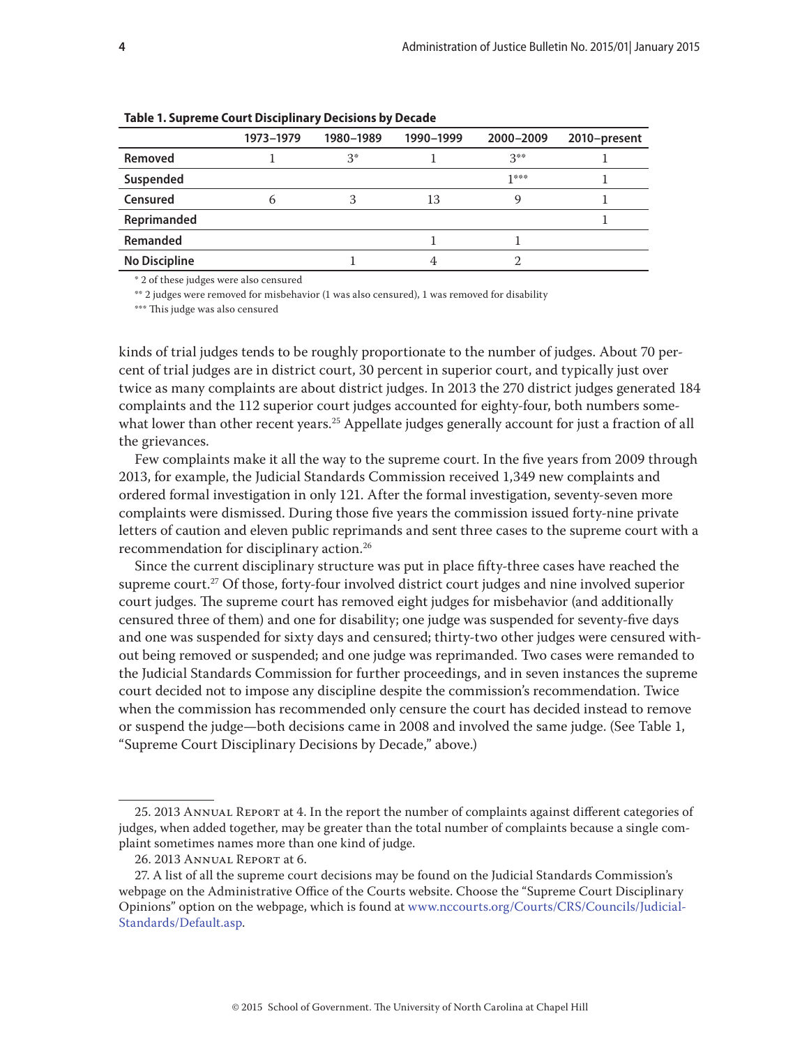**Table 1. Supreme Court Disciplinary Decisions by Decade**

| | 1973–1979 | 1980–1989 | 1990–1999 | 2000–2009 | 2010–present |
|---|---|---|---|---|---|
| **Removed** | 1 | 3* | 1 | 3** | 1 |
| **Suspended** | | | | 1*** | 1 |
| **Censured** | 6 | 3 | 13 | 9 | 1 |
| **Reprimanded** | | | | | 1 |
| **Remanded** | | | 1 | 1 | |
| **No Discipline** | | 1 | 4 | 2 | |

\* 2 of these judges were also censured

\** 2 judges were removed for misbehavior (1 was also censured), 1 was removed for disability

\*** This judge was also censured

kinds of trial judges tends to be roughly proportionate to the number of judges. About 70 percent of trial judges are in district court, 30 percent in superior court, and typically just over twice as many complaints are about district judges. In 2013 the 270 district judges generated 184 complaints and the 112 superior court judges accounted for eighty-four, both numbers somewhat lower than other recent years.[25] Appellate judges generally account for just a fraction of all the grievances.

Few complaints make it all the way to the supreme court. In the five years from 2009 through 2013, for example, the Judicial Standards Commission received 1,349 new complaints and ordered formal investigation in only 121. After the formal investigation, seventy-seven more complaints were dismissed. During those five years the commission issued forty-nine private letters of caution and eleven public reprimands and sent three cases to the supreme court with a recommendation for disciplinary action.[26]

Since the current disciplinary structure was put in place fifty-three cases have reached the supreme court.[27] Of those, forty-four involved district court judges and nine involved superior court judges. The supreme court has removed eight judges for misbehavior (and additionally censured three of them) and one for disability; one judge was suspended for seventy-five days and one was suspended for sixty days and censured; thirty-two other judges were censured without being removed or suspended; and one judge was reprimanded. Two cases were remanded to the Judicial Standards Commission for further proceedings, and in seven instances the supreme court decided not to impose any discipline despite the commission's recommendation. Twice when the commission has recommended only censure the court has decided instead to remove or suspend the judge—both decisions came in 2008 and involved the same judge. (See Table 1, "Supreme Court Disciplinary Decisions by Decade," above.)

---

25. 2013 Annual Report at 4. In the report the number of complaints against different categories of judges, when added together, may be greater than the total number of complaints because a single complaint sometimes names more than one kind of judge.

26. 2013 Annual Report at 6.

27. A list of all the supreme court decisions may be found on the Judicial Standards Commission's webpage on the Administrative Office of the Courts website. Choose the "Supreme Court Disciplinary Opinions" option on the webpage, which is found at www.nccourts.org/Courts/CRS/Councils/Judicial-Standards/Default.asp.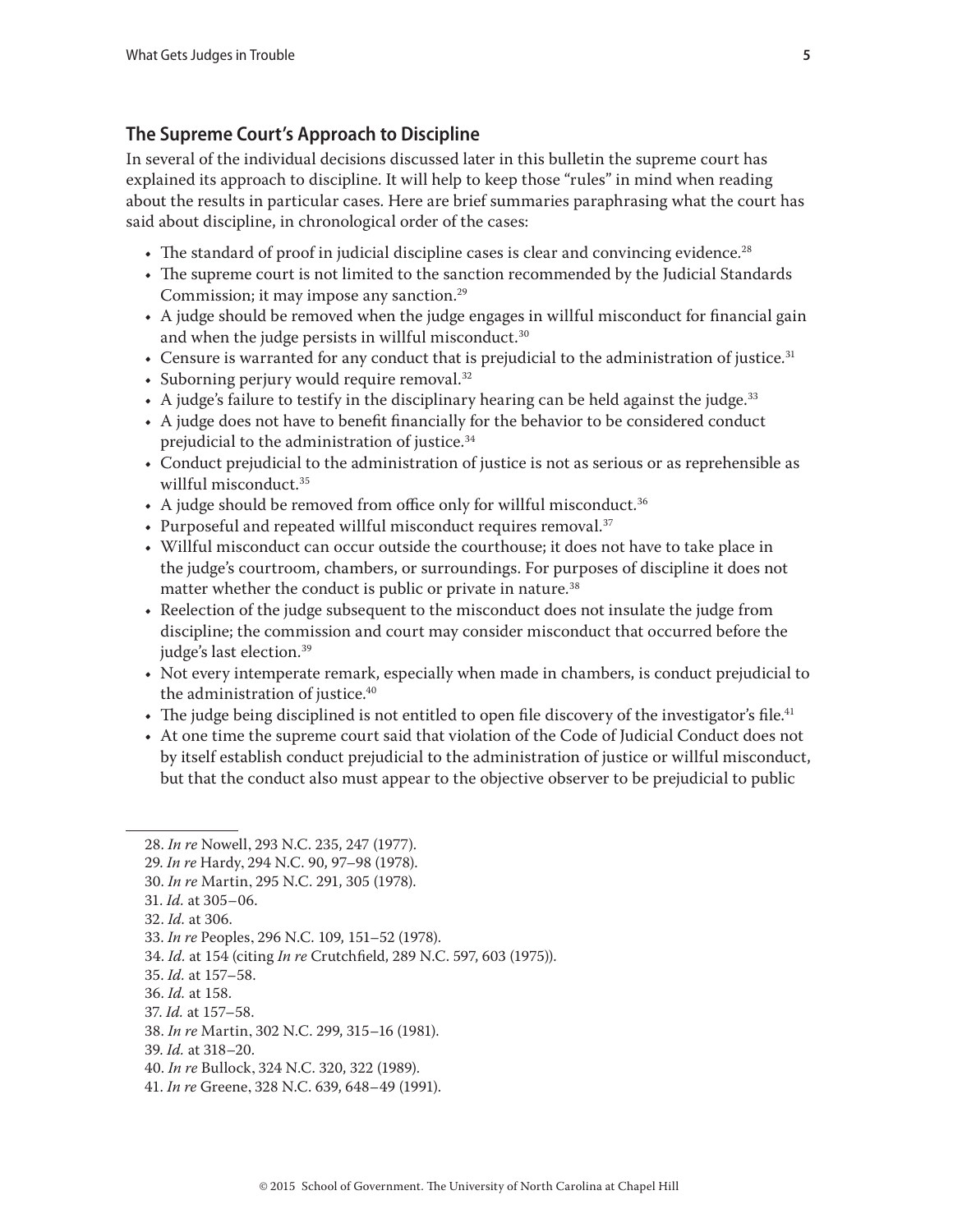## The Supreme Court's Approach to Discipline

In several of the individual decisions discussed later in this bulletin the supreme court has explained its approach to discipline. It will help to keep those "rules" in mind when reading about the results in particular cases. Here are brief summaries paraphrasing what the court has said about discipline, in chronological order of the cases:

- The standard of proof in judicial discipline cases is clear and convincing evidence.[28]
- The supreme court is not limited to the sanction recommended by the Judicial Standards Commission; it may impose any sanction.[29]
- A judge should be removed when the judge engages in willful misconduct for financial gain and when the judge persists in willful misconduct.[30]
- Censure is warranted for any conduct that is prejudicial to the administration of justice.[31]
- Suborning perjury would require removal.[32]
- A judge's failure to testify in the disciplinary hearing can be held against the judge.[33]
- A judge does not have to benefit financially for the behavior to be considered conduct prejudicial to the administration of justice.[34]
- Conduct prejudicial to the administration of justice is not as serious or as reprehensible as willful misconduct.[35]
- A judge should be removed from office only for willful misconduct.[36]
- Purposeful and repeated willful misconduct requires removal.[37]
- Willful misconduct can occur outside the courthouse; it does not have to take place in the judge's courtroom, chambers, or surroundings. For purposes of discipline it does not matter whether the conduct is public or private in nature.[38]
- Reelection of the judge subsequent to the misconduct does not insulate the judge from discipline; the commission and court may consider misconduct that occurred before the judge's last election.[39]
- Not every intemperate remark, especially when made in chambers, is conduct prejudicial to the administration of justice.[40]
- The judge being disciplined is not entitled to open file discovery of the investigator's file.[41]
- At one time the supreme court said that violation of the Code of Judicial Conduct does not by itself establish conduct prejudicial to the administration of justice or willful misconduct, but that the conduct also must appear to the objective observer to be prejudicial to public

---

28. *In re* Nowell, 293 N.C. 235, 247 (1977).
29. *In re* Hardy, 294 N.C. 90, 97–98 (1978).
30. *In re* Martin, 295 N.C. 291, 305 (1978).
31. *Id.* at 305–06.
32. *Id.* at 306.
33. *In re* Peoples, 296 N.C. 109, 151–52 (1978).
34. *Id.* at 154 (citing *In re* Crutchfield, 289 N.C. 597, 603 (1975)).
35. *Id.* at 157–58.
36. *Id.* at 158.
37. *Id.* at 157–58.
38. *In re* Martin, 302 N.C. 299, 315–16 (1981).
39. *Id.* at 318–20.
40. *In re* Bullock, 324 N.C. 320, 322 (1989).
41. *In re* Greene, 328 N.C. 639, 648–49 (1991).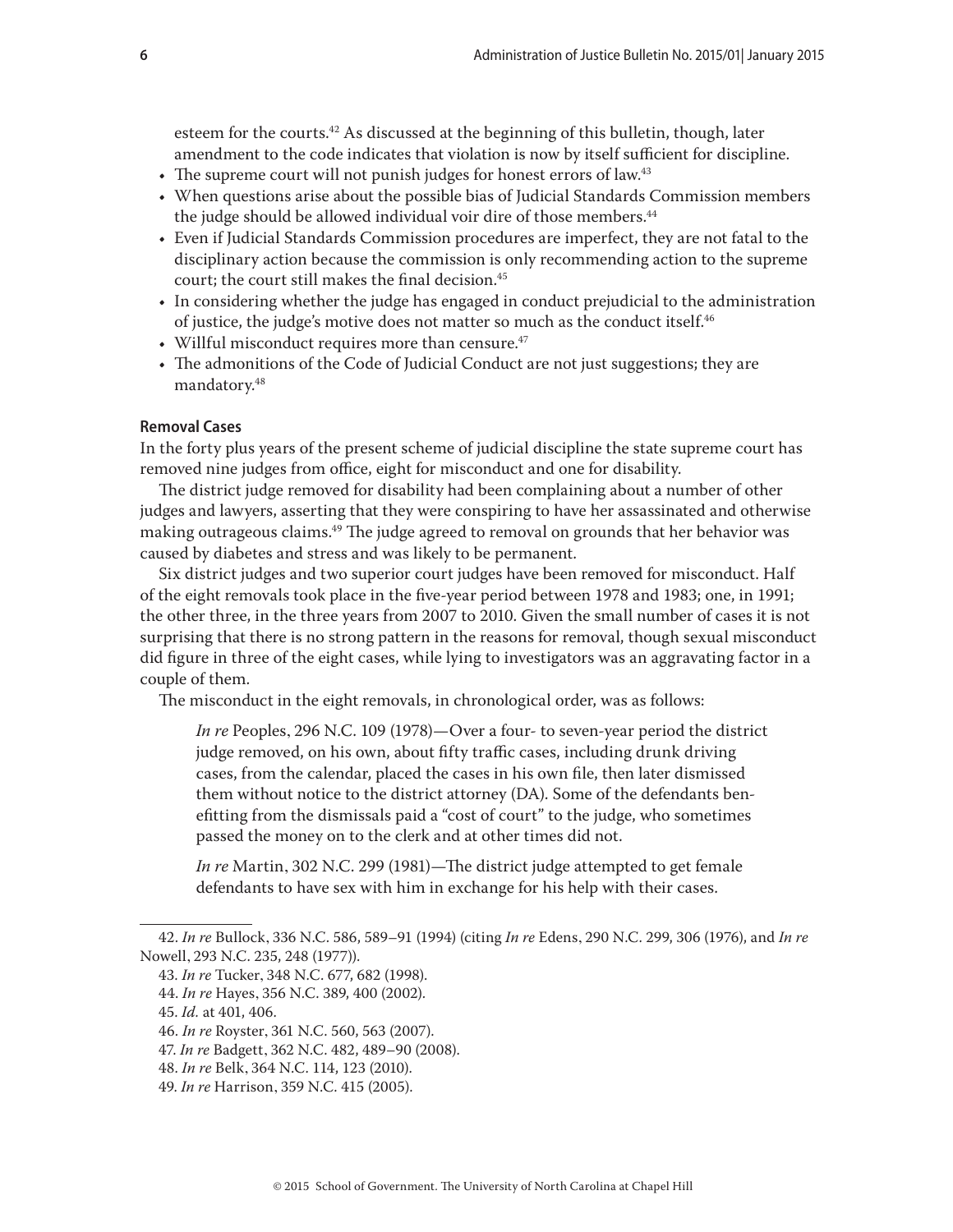esteem for the courts.[42] As discussed at the beginning of this bulletin, though, later amendment to the code indicates that violation is now by itself sufficient for discipline.

- The supreme court will not punish judges for honest errors of law.[43]
- When questions arise about the possible bias of Judicial Standards Commission members the judge should be allowed individual voir dire of those members.[44]
- Even if Judicial Standards Commission procedures are imperfect, they are not fatal to the disciplinary action because the commission is only recommending action to the supreme court; the court still makes the final decision.[45]
- In considering whether the judge has engaged in conduct prejudicial to the administration of justice, the judge's motive does not matter so much as the conduct itself.[46]
- Willful misconduct requires more than censure.[47]
- The admonitions of the Code of Judicial Conduct are not just suggestions; they are mandatory.[48]

**Removal Cases**

In the forty plus years of the present scheme of judicial discipline the state supreme court has removed nine judges from office, eight for misconduct and one for disability.

The district judge removed for disability had been complaining about a number of other judges and lawyers, asserting that they were conspiring to have her assassinated and otherwise making outrageous claims.[49] The judge agreed to removal on grounds that her behavior was caused by diabetes and stress and was likely to be permanent.

Six district judges and two superior court judges have been removed for misconduct. Half of the eight removals took place in the five-year period between 1978 and 1983; one, in 1991; the other three, in the three years from 2007 to 2010. Given the small number of cases it is not surprising that there is no strong pattern in the reasons for removal, though sexual misconduct did figure in three of the eight cases, while lying to investigators was an aggravating factor in a couple of them.

The misconduct in the eight removals, in chronological order, was as follows:

> *In re* Peoples, 296 N.C. 109 (1978)—Over a four- to seven-year period the district judge removed, on his own, about fifty traffic cases, including drunk driving cases, from the calendar, placed the cases in his own file, then later dismissed them without notice to the district attorney (DA). Some of the defendants benefitting from the dismissals paid a "cost of court" to the judge, who sometimes passed the money on to the clerk and at other times did not.
>
> *In re* Martin, 302 N.C. 299 (1981)—The district judge attempted to get female defendants to have sex with him in exchange for his help with their cases.

---

42. *In re* Bullock, 336 N.C. 586, 589–91 (1994) (citing *In re* Edens, 290 N.C. 299, 306 (1976), and *In re* Nowell, 293 N.C. 235, 248 (1977)).

43. *In re* Tucker, 348 N.C. 677, 682 (1998).

44. *In re* Hayes, 356 N.C. 389, 400 (2002).

45. *Id.* at 401, 406.

46. *In re* Royster, 361 N.C. 560, 563 (2007).

47. *In re* Badgett, 362 N.C. 482, 489–90 (2008).

48. *In re* Belk, 364 N.C. 114, 123 (2010).

49. *In re* Harrison, 359 N.C. 415 (2005).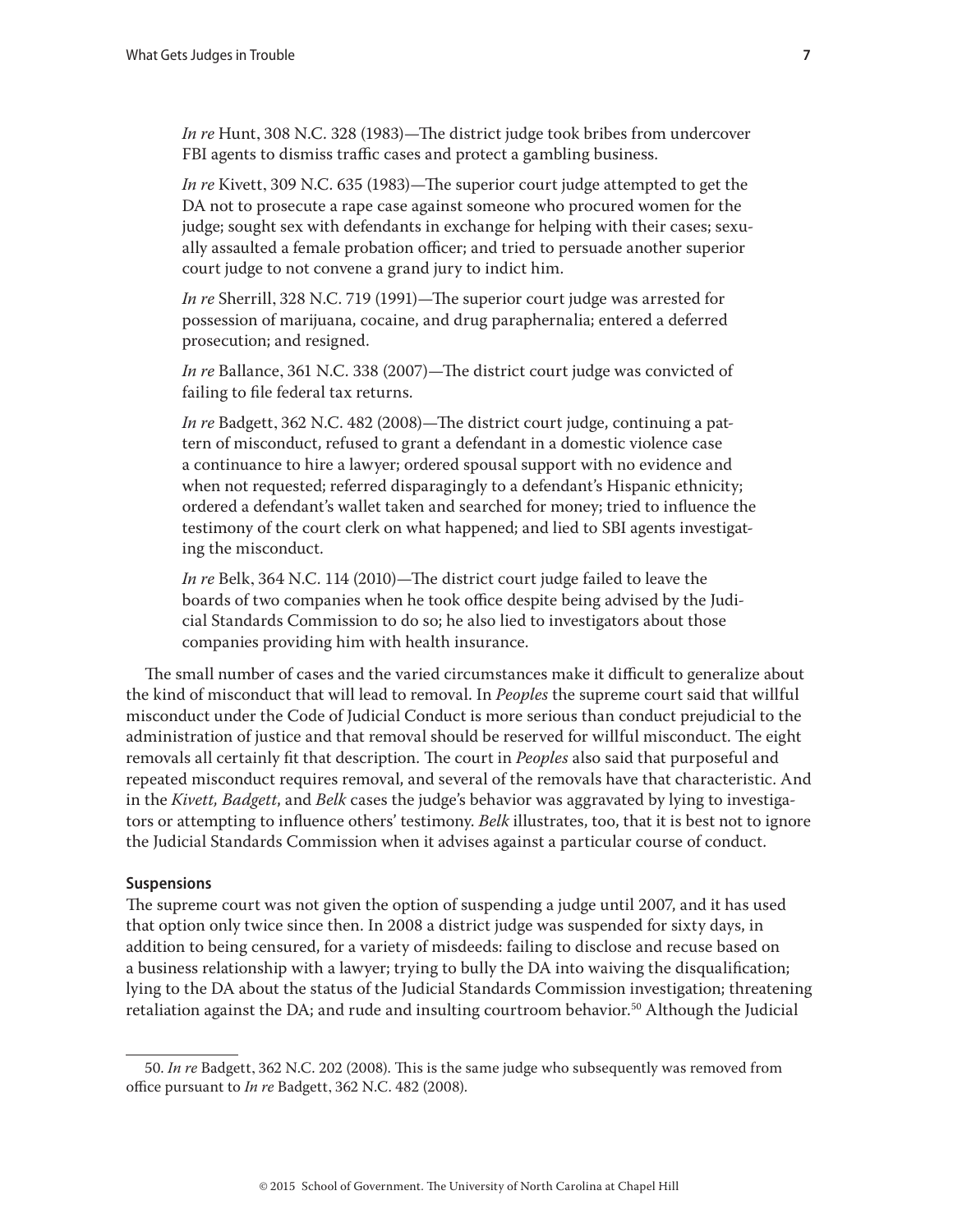*In re* Hunt, 308 N.C. 328 (1983)—The district judge took bribes from undercover FBI agents to dismiss traffic cases and protect a gambling business.

*In re* Kivett, 309 N.C. 635 (1983)—The superior court judge attempted to get the DA not to prosecute a rape case against someone who procured women for the judge; sought sex with defendants in exchange for helping with their cases; sexually assaulted a female probation officer; and tried to persuade another superior court judge to not convene a grand jury to indict him.

*In re* Sherrill, 328 N.C. 719 (1991)—The superior court judge was arrested for possession of marijuana, cocaine, and drug paraphernalia; entered a deferred prosecution; and resigned.

*In re* Ballance, 361 N.C. 338 (2007)—The district court judge was convicted of failing to file federal tax returns.

*In re* Badgett, 362 N.C. 482 (2008)—The district court judge, continuing a pattern of misconduct, refused to grant a defendant in a domestic violence case a continuance to hire a lawyer; ordered spousal support with no evidence and when not requested; referred disparagingly to a defendant's Hispanic ethnicity; ordered a defendant's wallet taken and searched for money; tried to influence the testimony of the court clerk on what happened; and lied to SBI agents investigating the misconduct.

*In re* Belk, 364 N.C. 114 (2010)—The district court judge failed to leave the boards of two companies when he took office despite being advised by the Judicial Standards Commission to do so; he also lied to investigators about those companies providing him with health insurance.

The small number of cases and the varied circumstances make it difficult to generalize about the kind of misconduct that will lead to removal. In *Peoples* the supreme court said that willful misconduct under the Code of Judicial Conduct is more serious than conduct prejudicial to the administration of justice and that removal should be reserved for willful misconduct. The eight removals all certainly fit that description. The court in *Peoples* also said that purposeful and repeated misconduct requires removal, and several of the removals have that characteristic. And in the *Kivett, Badgett*, and *Belk* cases the judge's behavior was aggravated by lying to investigators or attempting to influence others' testimony. *Belk* illustrates, too, that it is best not to ignore the Judicial Standards Commission when it advises against a particular course of conduct.

**Suspensions**

The supreme court was not given the option of suspending a judge until 2007, and it has used that option only twice since then. In 2008 a district judge was suspended for sixty days, in addition to being censured, for a variety of misdeeds: failing to disclose and recuse based on a business relationship with a lawyer; trying to bully the DA into waiving the disqualification; lying to the DA about the status of the Judicial Standards Commission investigation; threatening retaliation against the DA; and rude and insulting courtroom behavior.[50] Although the Judicial

50. *In re* Badgett, 362 N.C. 202 (2008). This is the same judge who subsequently was removed from office pursuant to *In re* Badgett, 362 N.C. 482 (2008).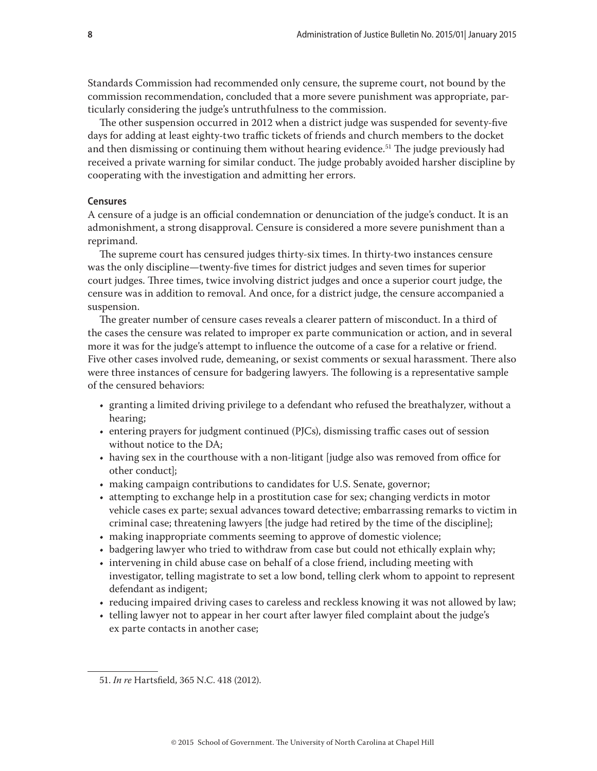Standards Commission had recommended only censure, the supreme court, not bound by the commission recommendation, concluded that a more severe punishment was appropriate, particularly considering the judge's untruthfulness to the commission.

The other suspension occurred in 2012 when a district judge was suspended for seventy-five days for adding at least eighty-two traffic tickets of friends and church members to the docket and then dismissing or continuing them without hearing evidence.[51] The judge previously had received a private warning for similar conduct. The judge probably avoided harsher discipline by cooperating with the investigation and admitting her errors.

#### Censures

A censure of a judge is an official condemnation or denunciation of the judge's conduct. It is an admonishment, a strong disapproval. Censure is considered a more severe punishment than a reprimand.

The supreme court has censured judges thirty-six times. In thirty-two instances censure was the only discipline—twenty-five times for district judges and seven times for superior court judges. Three times, twice involving district judges and once a superior court judge, the censure was in addition to removal. And once, for a district judge, the censure accompanied a suspension.

The greater number of censure cases reveals a clearer pattern of misconduct. In a third of the cases the censure was related to improper ex parte communication or action, and in several more it was for the judge's attempt to influence the outcome of a case for a relative or friend. Five other cases involved rude, demeaning, or sexist comments or sexual harassment. There also were three instances of censure for badgering lawyers. The following is a representative sample of the censured behaviors:

- granting a limited driving privilege to a defendant who refused the breathalyzer, without a hearing;
- entering prayers for judgment continued (PJCs), dismissing traffic cases out of session without notice to the DA;
- having sex in the courthouse with a non-litigant [judge also was removed from office for other conduct];
- making campaign contributions to candidates for U.S. Senate, governor;
- attempting to exchange help in a prostitution case for sex; changing verdicts in motor vehicle cases ex parte; sexual advances toward detective; embarrassing remarks to victim in criminal case; threatening lawyers [the judge had retired by the time of the discipline];
- making inappropriate comments seeming to approve of domestic violence;
- badgering lawyer who tried to withdraw from case but could not ethically explain why;
- intervening in child abuse case on behalf of a close friend, including meeting with investigator, telling magistrate to set a low bond, telling clerk whom to appoint to represent defendant as indigent;
- reducing impaired driving cases to careless and reckless knowing it was not allowed by law;
- telling lawyer not to appear in her court after lawyer filed complaint about the judge's ex parte contacts in another case;

51. *In re* Hartsfield, 365 N.C. 418 (2012).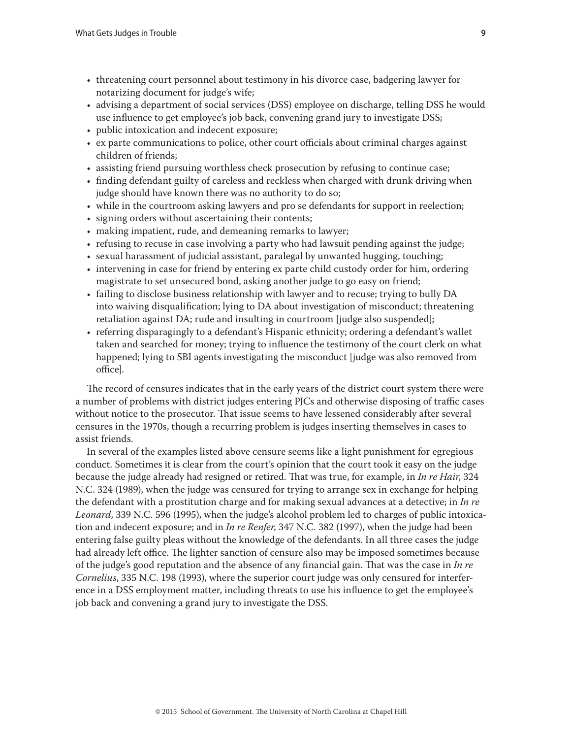- threatening court personnel about testimony in his divorce case, badgering lawyer for notarizing document for judge's wife;
- advising a department of social services (DSS) employee on discharge, telling DSS he would use influence to get employee's job back, convening grand jury to investigate DSS;
- public intoxication and indecent exposure;
- ex parte communications to police, other court officials about criminal charges against children of friends;
- assisting friend pursuing worthless check prosecution by refusing to continue case;
- finding defendant guilty of careless and reckless when charged with drunk driving when judge should have known there was no authority to do so;
- while in the courtroom asking lawyers and pro se defendants for support in reelection;
- signing orders without ascertaining their contents;
- making impatient, rude, and demeaning remarks to lawyer;
- refusing to recuse in case involving a party who had lawsuit pending against the judge;
- sexual harassment of judicial assistant, paralegal by unwanted hugging, touching;
- intervening in case for friend by entering ex parte child custody order for him, ordering magistrate to set unsecured bond, asking another judge to go easy on friend;
- failing to disclose business relationship with lawyer and to recuse; trying to bully DA into waiving disqualification; lying to DA about investigation of misconduct; threatening retaliation against DA; rude and insulting in courtroom [judge also suspended];
- referring disparagingly to a defendant's Hispanic ethnicity; ordering a defendant's wallet taken and searched for money; trying to influence the testimony of the court clerk on what happened; lying to SBI agents investigating the misconduct [judge was also removed from office].

The record of censures indicates that in the early years of the district court system there were a number of problems with district judges entering PJCs and otherwise disposing of traffic cases without notice to the prosecutor. That issue seems to have lessened considerably after several censures in the 1970s, though a recurring problem is judges inserting themselves in cases to assist friends.

In several of the examples listed above censure seems like a light punishment for egregious conduct. Sometimes it is clear from the court's opinion that the court took it easy on the judge because the judge already had resigned or retired. That was true, for example, in *In re Hair*, 324 N.C. 324 (1989), when the judge was censured for trying to arrange sex in exchange for helping the defendant with a prostitution charge and for making sexual advances at a detective; in *In re Leonard*, 339 N.C. 596 (1995), when the judge's alcohol problem led to charges of public intoxication and indecent exposure; and in *In re Renfer*, 347 N.C. 382 (1997), when the judge had been entering false guilty pleas without the knowledge of the defendants. In all three cases the judge had already left office. The lighter sanction of censure also may be imposed sometimes because of the judge's good reputation and the absence of any financial gain. That was the case in *In re Cornelius*, 335 N.C. 198 (1993), where the superior court judge was only censured for interference in a DSS employment matter, including threats to use his influence to get the employee's job back and convening a grand jury to investigate the DSS.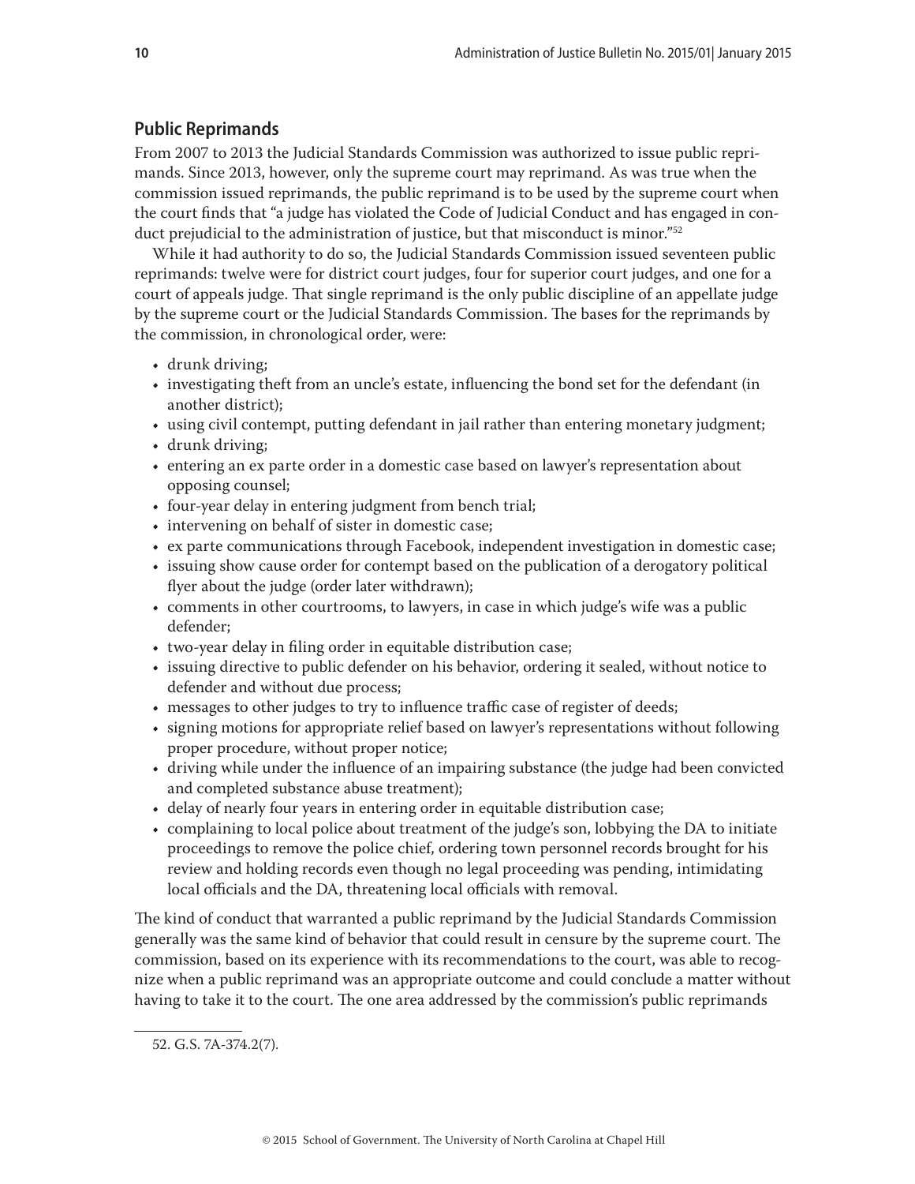## Public Reprimands

From 2007 to 2013 the Judicial Standards Commission was authorized to issue public reprimands. Since 2013, however, only the supreme court may reprimand. As was true when the commission issued reprimands, the public reprimand is to be used by the supreme court when the court finds that "a judge has violated the Code of Judicial Conduct and has engaged in conduct prejudicial to the administration of justice, but that misconduct is minor."[52]

While it had authority to do so, the Judicial Standards Commission issued seventeen public reprimands: twelve were for district court judges, four for superior court judges, and one for a court of appeals judge. That single reprimand is the only public discipline of an appellate judge by the supreme court or the Judicial Standards Commission. The bases for the reprimands by the commission, in chronological order, were:

- drunk driving;
- investigating theft from an uncle's estate, influencing the bond set for the defendant (in another district);
- using civil contempt, putting defendant in jail rather than entering monetary judgment;
- drunk driving;
- entering an ex parte order in a domestic case based on lawyer's representation about opposing counsel;
- four-year delay in entering judgment from bench trial;
- intervening on behalf of sister in domestic case;
- ex parte communications through Facebook, independent investigation in domestic case;
- issuing show cause order for contempt based on the publication of a derogatory political flyer about the judge (order later withdrawn);
- comments in other courtrooms, to lawyers, in case in which judge's wife was a public defender;
- two-year delay in filing order in equitable distribution case;
- issuing directive to public defender on his behavior, ordering it sealed, without notice to defender and without due process;
- messages to other judges to try to influence traffic case of register of deeds;
- signing motions for appropriate relief based on lawyer's representations without following proper procedure, without proper notice;
- driving while under the influence of an impairing substance (the judge had been convicted and completed substance abuse treatment);
- delay of nearly four years in entering order in equitable distribution case;
- complaining to local police about treatment of the judge's son, lobbying the DA to initiate proceedings to remove the police chief, ordering town personnel records brought for his review and holding records even though no legal proceeding was pending, intimidating local officials and the DA, threatening local officials with removal.

The kind of conduct that warranted a public reprimand by the Judicial Standards Commission generally was the same kind of behavior that could result in censure by the supreme court. The commission, based on its experience with its recommendations to the court, was able to recognize when a public reprimand was an appropriate outcome and could conclude a matter without having to take it to the court. The one area addressed by the commission's public reprimands

52. G.S. 7A-374.2(7).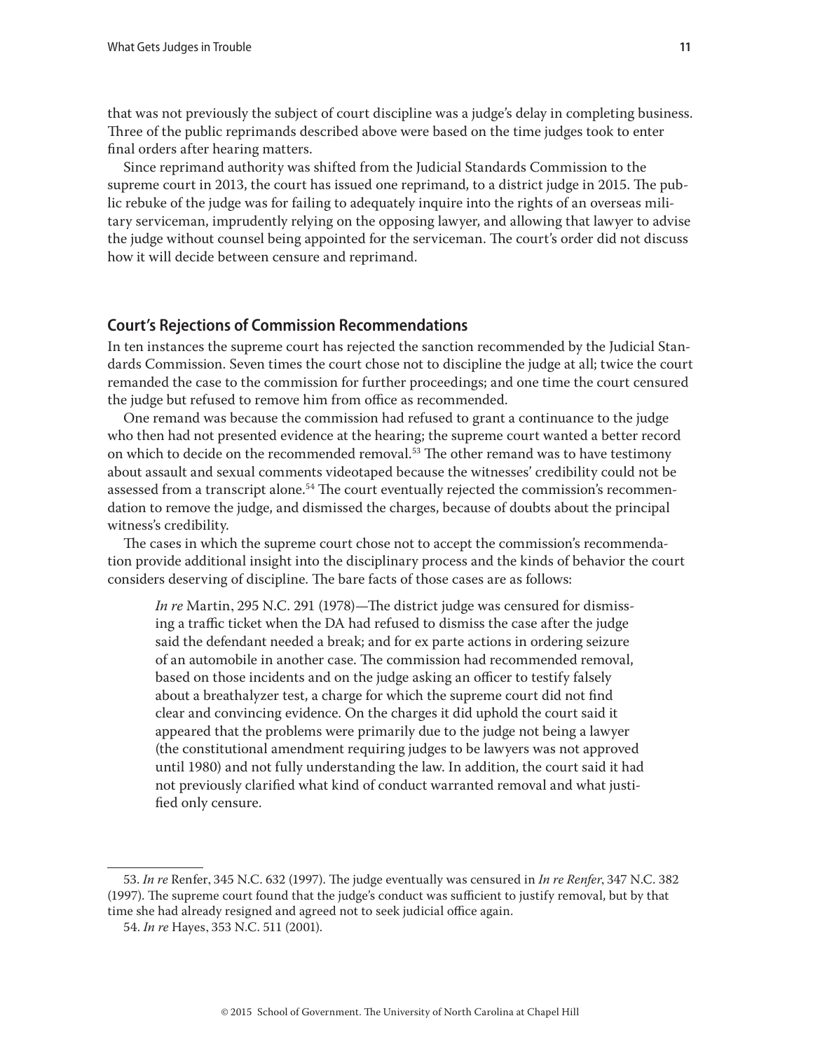that was not previously the subject of court discipline was a judge's delay in completing business. Three of the public reprimands described above were based on the time judges took to enter final orders after hearing matters.

Since reprimand authority was shifted from the Judicial Standards Commission to the supreme court in 2013, the court has issued one reprimand, to a district judge in 2015. The public rebuke of the judge was for failing to adequately inquire into the rights of an overseas military serviceman, imprudently relying on the opposing lawyer, and allowing that lawyer to advise the judge without counsel being appointed for the serviceman. The court's order did not discuss how it will decide between censure and reprimand.

## Court's Rejections of Commission Recommendations

In ten instances the supreme court has rejected the sanction recommended by the Judicial Standards Commission. Seven times the court chose not to discipline the judge at all; twice the court remanded the case to the commission for further proceedings; and one time the court censured the judge but refused to remove him from office as recommended.

One remand was because the commission had refused to grant a continuance to the judge who then had not presented evidence at the hearing; the supreme court wanted a better record on which to decide on the recommended removal.[53] The other remand was to have testimony about assault and sexual comments videotaped because the witnesses' credibility could not be assessed from a transcript alone.[54] The court eventually rejected the commission's recommendation to remove the judge, and dismissed the charges, because of doubts about the principal witness's credibility.

The cases in which the supreme court chose not to accept the commission's recommendation provide additional insight into the disciplinary process and the kinds of behavior the court considers deserving of discipline. The bare facts of those cases are as follows:

> *In re* Martin, 295 N.C. 291 (1978)—The district judge was censured for dismissing a traffic ticket when the DA had refused to dismiss the case after the judge said the defendant needed a break; and for ex parte actions in ordering seizure of an automobile in another case. The commission had recommended removal, based on those incidents and on the judge asking an officer to testify falsely about a breathalyzer test, a charge for which the supreme court did not find clear and convincing evidence. On the charges it did uphold the court said it appeared that the problems were primarily due to the judge not being a lawyer (the constitutional amendment requiring judges to be lawyers was not approved until 1980) and not fully understanding the law. In addition, the court said it had not previously clarified what kind of conduct warranted removal and what justified only censure.

---

53. *In re* Renfer, 345 N.C. 632 (1997). The judge eventually was censured in *In re Renfer*, 347 N.C. 382 (1997). The supreme court found that the judge's conduct was sufficient to justify removal, but by that time she had already resigned and agreed not to seek judicial office again.

54. *In re* Hayes, 353 N.C. 511 (2001).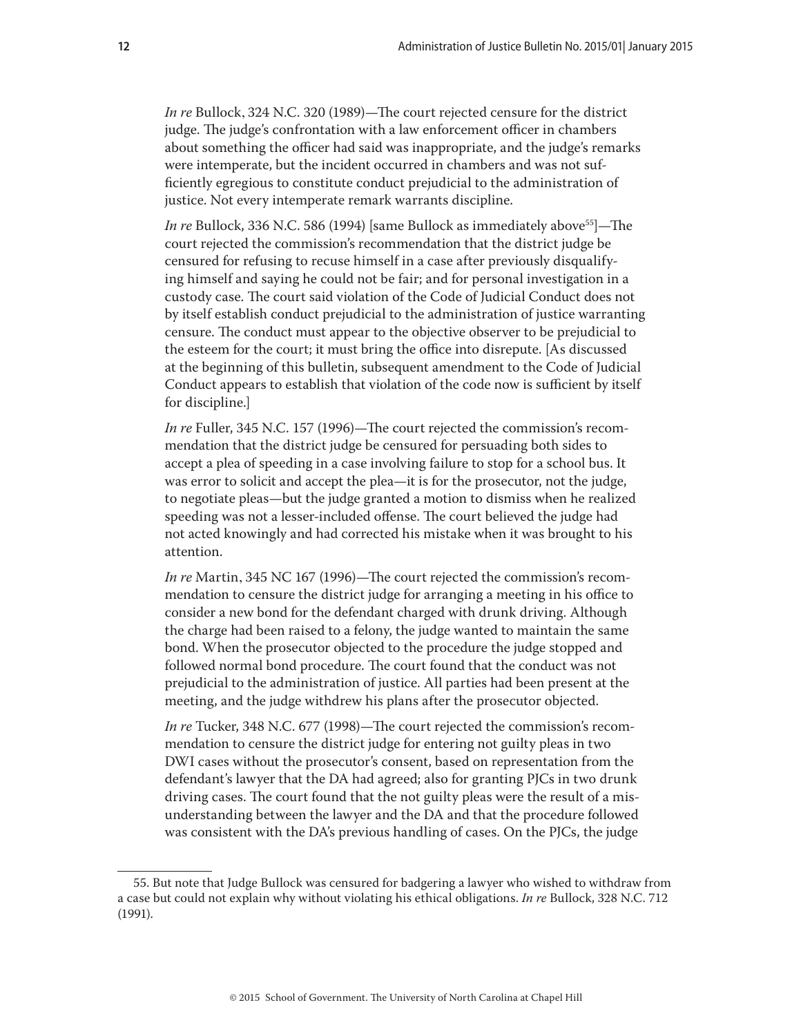*In re* Bullock, 324 N.C. 320 (1989)—The court rejected censure for the district judge. The judge's confrontation with a law enforcement officer in chambers about something the officer had said was inappropriate, and the judge's remarks were intemperate, but the incident occurred in chambers and was not sufficiently egregious to constitute conduct prejudicial to the administration of justice. Not every intemperate remark warrants discipline.

*In re* Bullock, 336 N.C. 586 (1994) [same Bullock as immediately above[55]]—The court rejected the commission's recommendation that the district judge be censured for refusing to recuse himself in a case after previously disqualifying himself and saying he could not be fair; and for personal investigation in a custody case. The court said violation of the Code of Judicial Conduct does not by itself establish conduct prejudicial to the administration of justice warranting censure. The conduct must appear to the objective observer to be prejudicial to the esteem for the court; it must bring the office into disrepute. [As discussed at the beginning of this bulletin, subsequent amendment to the Code of Judicial Conduct appears to establish that violation of the code now is sufficient by itself for discipline.]

*In re* Fuller, 345 N.C. 157 (1996)—The court rejected the commission's recommendation that the district judge be censured for persuading both sides to accept a plea of speeding in a case involving failure to stop for a school bus. It was error to solicit and accept the plea—it is for the prosecutor, not the judge, to negotiate pleas—but the judge granted a motion to dismiss when he realized speeding was not a lesser-included offense. The court believed the judge had not acted knowingly and had corrected his mistake when it was brought to his attention.

*In re* Martin, 345 NC 167 (1996)—The court rejected the commission's recommendation to censure the district judge for arranging a meeting in his office to consider a new bond for the defendant charged with drunk driving. Although the charge had been raised to a felony, the judge wanted to maintain the same bond. When the prosecutor objected to the procedure the judge stopped and followed normal bond procedure. The court found that the conduct was not prejudicial to the administration of justice. All parties had been present at the meeting, and the judge withdrew his plans after the prosecutor objected.

*In re* Tucker, 348 N.C. 677 (1998)—The court rejected the commission's recommendation to censure the district judge for entering not guilty pleas in two DWI cases without the prosecutor's consent, based on representation from the defendant's lawyer that the DA had agreed; also for granting PJCs in two drunk driving cases. The court found that the not guilty pleas were the result of a misunderstanding between the lawyer and the DA and that the procedure followed was consistent with the DA's previous handling of cases. On the PJCs, the judge

---

55. But note that Judge Bullock was censured for badgering a lawyer who wished to withdraw from a case but could not explain why without violating his ethical obligations. *In re* Bullock, 328 N.C. 712 (1991).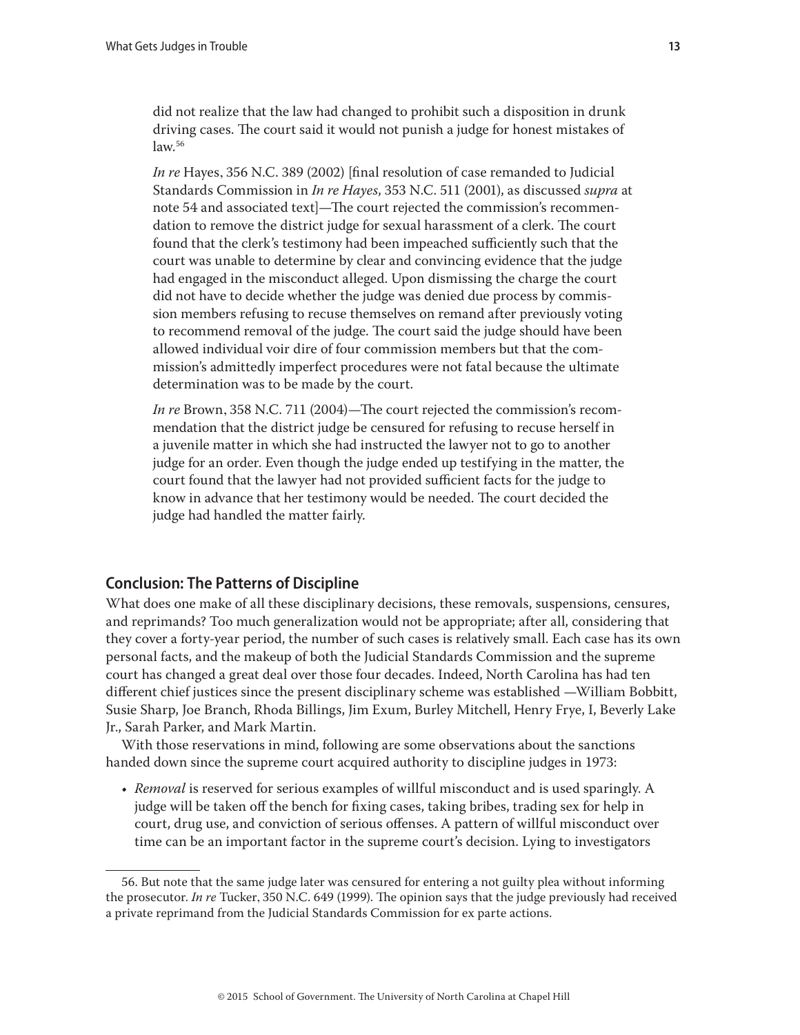did not realize that the law had changed to prohibit such a disposition in drunk driving cases. The court said it would not punish a judge for honest mistakes of law.[56]

*In re* Hayes, 356 N.C. 389 (2002) [final resolution of case remanded to Judicial Standards Commission in *In re Hayes*, 353 N.C. 511 (2001), as discussed *supra* at note 54 and associated text]—The court rejected the commission's recommendation to remove the district judge for sexual harassment of a clerk. The court found that the clerk's testimony had been impeached sufficiently such that the court was unable to determine by clear and convincing evidence that the judge had engaged in the misconduct alleged. Upon dismissing the charge the court did not have to decide whether the judge was denied due process by commission members refusing to recuse themselves on remand after previously voting to recommend removal of the judge. The court said the judge should have been allowed individual voir dire of four commission members but that the commission's admittedly imperfect procedures were not fatal because the ultimate determination was to be made by the court.

*In re* Brown, 358 N.C. 711 (2004)—The court rejected the commission's recommendation that the district judge be censured for refusing to recuse herself in a juvenile matter in which she had instructed the lawyer not to go to another judge for an order. Even though the judge ended up testifying in the matter, the court found that the lawyer had not provided sufficient facts for the judge to know in advance that her testimony would be needed. The court decided the judge had handled the matter fairly.

## Conclusion: The Patterns of Discipline

What does one make of all these disciplinary decisions, these removals, suspensions, censures, and reprimands? Too much generalization would not be appropriate; after all, considering that they cover a forty-year period, the number of such cases is relatively small. Each case has its own personal facts, and the makeup of both the Judicial Standards Commission and the supreme court has changed a great deal over those four decades. Indeed, North Carolina has had ten different chief justices since the present disciplinary scheme was established —William Bobbitt, Susie Sharp, Joe Branch, Rhoda Billings, Jim Exum, Burley Mitchell, Henry Frye, I, Beverly Lake Jr., Sarah Parker, and Mark Martin.

With those reservations in mind, following are some observations about the sanctions handed down since the supreme court acquired authority to discipline judges in 1973:

- *Removal* is reserved for serious examples of willful misconduct and is used sparingly. A judge will be taken off the bench for fixing cases, taking bribes, trading sex for help in court, drug use, and conviction of serious offenses. A pattern of willful misconduct over time can be an important factor in the supreme court's decision. Lying to investigators

56. But note that the same judge later was censured for entering a not guilty plea without informing the prosecutor. *In re* Tucker, 350 N.C. 649 (1999). The opinion says that the judge previously had received a private reprimand from the Judicial Standards Commission for ex parte actions.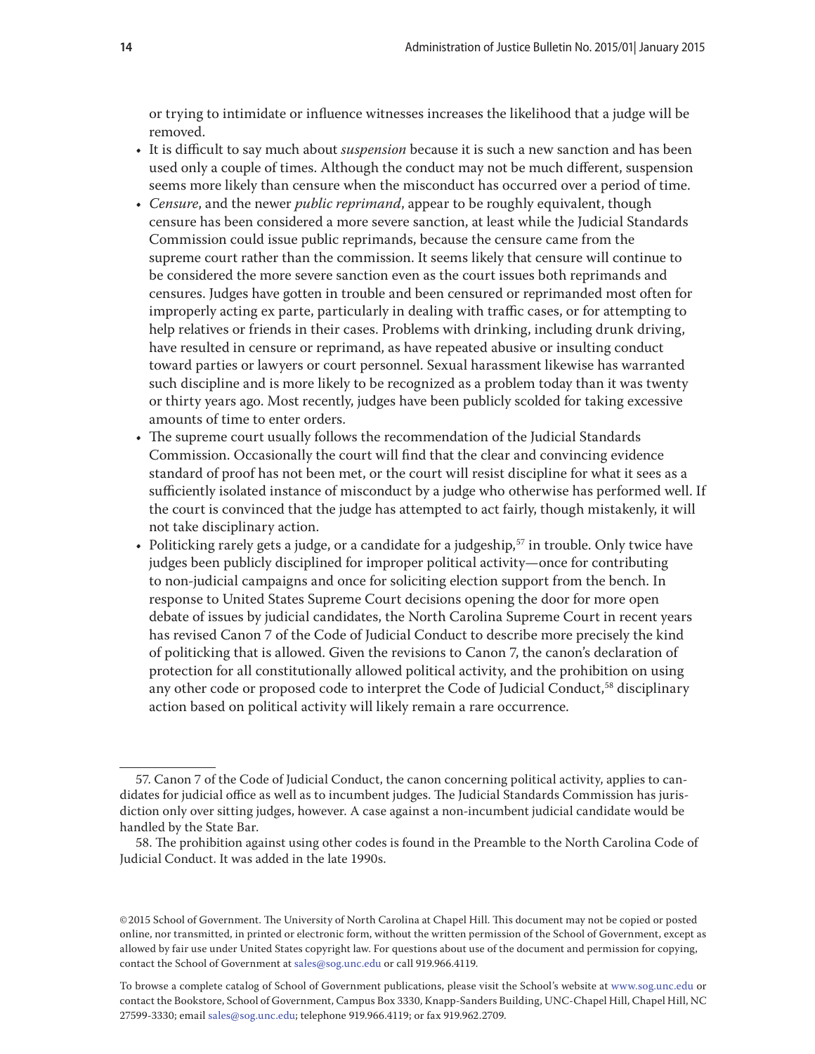or trying to intimidate or influence witnesses increases the likelihood that a judge will be removed.

- It is difficult to say much about *suspension* because it is such a new sanction and has been used only a couple of times. Although the conduct may not be much different, suspension seems more likely than censure when the misconduct has occurred over a period of time.
- *Censure*, and the newer *public reprimand*, appear to be roughly equivalent, though censure has been considered a more severe sanction, at least while the Judicial Standards Commission could issue public reprimands, because the censure came from the supreme court rather than the commission. It seems likely that censure will continue to be considered the more severe sanction even as the court issues both reprimands and censures. Judges have gotten in trouble and been censured or reprimanded most often for improperly acting ex parte, particularly in dealing with traffic cases, or for attempting to help relatives or friends in their cases. Problems with drinking, including drunk driving, have resulted in censure or reprimand, as have repeated abusive or insulting conduct toward parties or lawyers or court personnel. Sexual harassment likewise has warranted such discipline and is more likely to be recognized as a problem today than it was twenty or thirty years ago. Most recently, judges have been publicly scolded for taking excessive amounts of time to enter orders.
- The supreme court usually follows the recommendation of the Judicial Standards Commission. Occasionally the court will find that the clear and convincing evidence standard of proof has not been met, or the court will resist discipline for what it sees as a sufficiently isolated instance of misconduct by a judge who otherwise has performed well. If the court is convinced that the judge has attempted to act fairly, though mistakenly, it will not take disciplinary action.
- Politicking rarely gets a judge, or a candidate for a judgeship,[57] in trouble. Only twice have judges been publicly disciplined for improper political activity—once for contributing to non-judicial campaigns and once for soliciting election support from the bench. In response to United States Supreme Court decisions opening the door for more open debate of issues by judicial candidates, the North Carolina Supreme Court in recent years has revised Canon 7 of the Code of Judicial Conduct to describe more precisely the kind of politicking that is allowed. Given the revisions to Canon 7, the canon's declaration of protection for all constitutionally allowed political activity, and the prohibition on using any other code or proposed code to interpret the Code of Judicial Conduct,[58] disciplinary action based on political activity will likely remain a rare occurrence.

---

57. Canon 7 of the Code of Judicial Conduct, the canon concerning political activity, applies to candidates for judicial office as well as to incumbent judges. The Judicial Standards Commission has jurisdiction only over sitting judges, however. A case against a non-incumbent judicial candidate would be handled by the State Bar.

58. The prohibition against using other codes is found in the Preamble to the North Carolina Code of Judicial Conduct. It was added in the late 1990s.

©2015 School of Government. The University of North Carolina at Chapel Hill. This document may not be copied or posted online, nor transmitted, in printed or electronic form, without the written permission of the School of Government, except as allowed by fair use under United States copyright law. For questions about use of the document and permission for copying, contact the School of Government at sales@sog.unc.edu or call 919.966.4119.

To browse a complete catalog of School of Government publications, please visit the School's website at www.sog.unc.edu or contact the Bookstore, School of Government, Campus Box 3330, Knapp-Sanders Building, UNC-Chapel Hill, Chapel Hill, NC 27599-3330; email sales@sog.unc.edu; telephone 919.966.4119; or fax 919.962.2709.